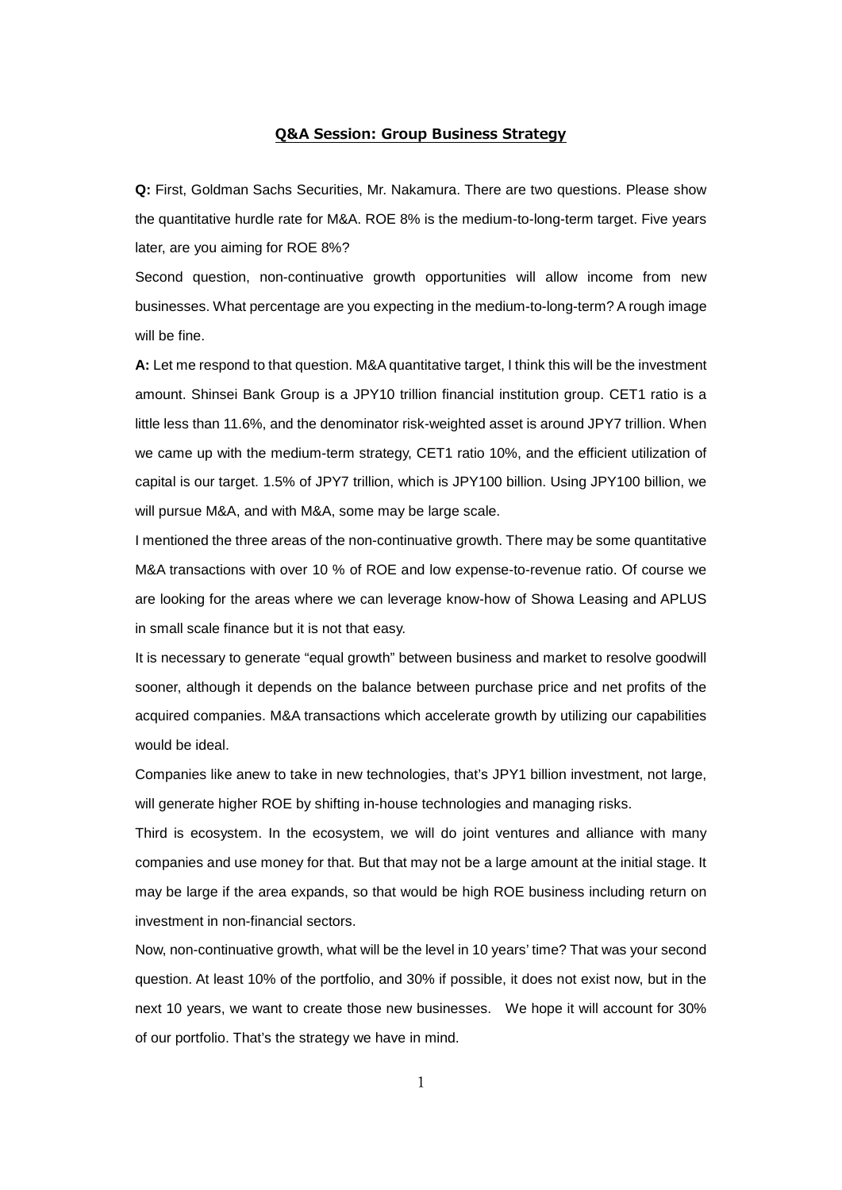## Q&A Session: Group Business Strategy

**Q:** First, Goldman Sachs Securities, Mr. Nakamura. There are two questions. Please show the quantitative hurdle rate for M&A. ROE 8% is the medium-to-long-term target. Five years later, are you aiming for ROE 8%?

Second question, non-continuative growth opportunities will allow income from new businesses. What percentage are you expecting in the medium-to-long-term? A rough image will be fine.

**A:** Let me respond to that question. M&A quantitative target, I think this will be the investment amount. Shinsei Bank Group is a JPY10 trillion financial institution group. CET1 ratio is a little less than 11.6%, and the denominator risk-weighted asset is around JPY7 trillion. When we came up with the medium-term strategy, CET1 ratio 10%, and the efficient utilization of capital is our target. 1.5% of JPY7 trillion, which is JPY100 billion. Using JPY100 billion, we will pursue M&A, and with M&A, some may be large scale.

I mentioned the three areas of the non-continuative growth. There may be some quantitative M&A transactions with over 10 % of ROE and low expense-to-revenue ratio. Of course we are looking for the areas where we can leverage know-how of Showa Leasing and APLUS in small scale finance but it is not that easy.

It is necessary to generate "equal growth" between business and market to resolve goodwill sooner, although it depends on the balance between purchase price and net profits of the acquired companies. M&A transactions which accelerate growth by utilizing our capabilities would be ideal.

Companies like anew to take in new technologies, that's JPY1 billion investment, not large, will generate higher ROE by shifting in-house technologies and managing risks.

Third is ecosystem. In the ecosystem, we will do joint ventures and alliance with many companies and use money for that. But that may not be a large amount at the initial stage. It may be large if the area expands, so that would be high ROE business including return on investment in non-financial sectors.

Now, non-continuative growth, what will be the level in 10 years' time? That was your second question. At least 10% of the portfolio, and 30% if possible, it does not exist now, but in the next 10 years, we want to create those new businesses. We hope it will account for 30% of our portfolio. That's the strategy we have in mind.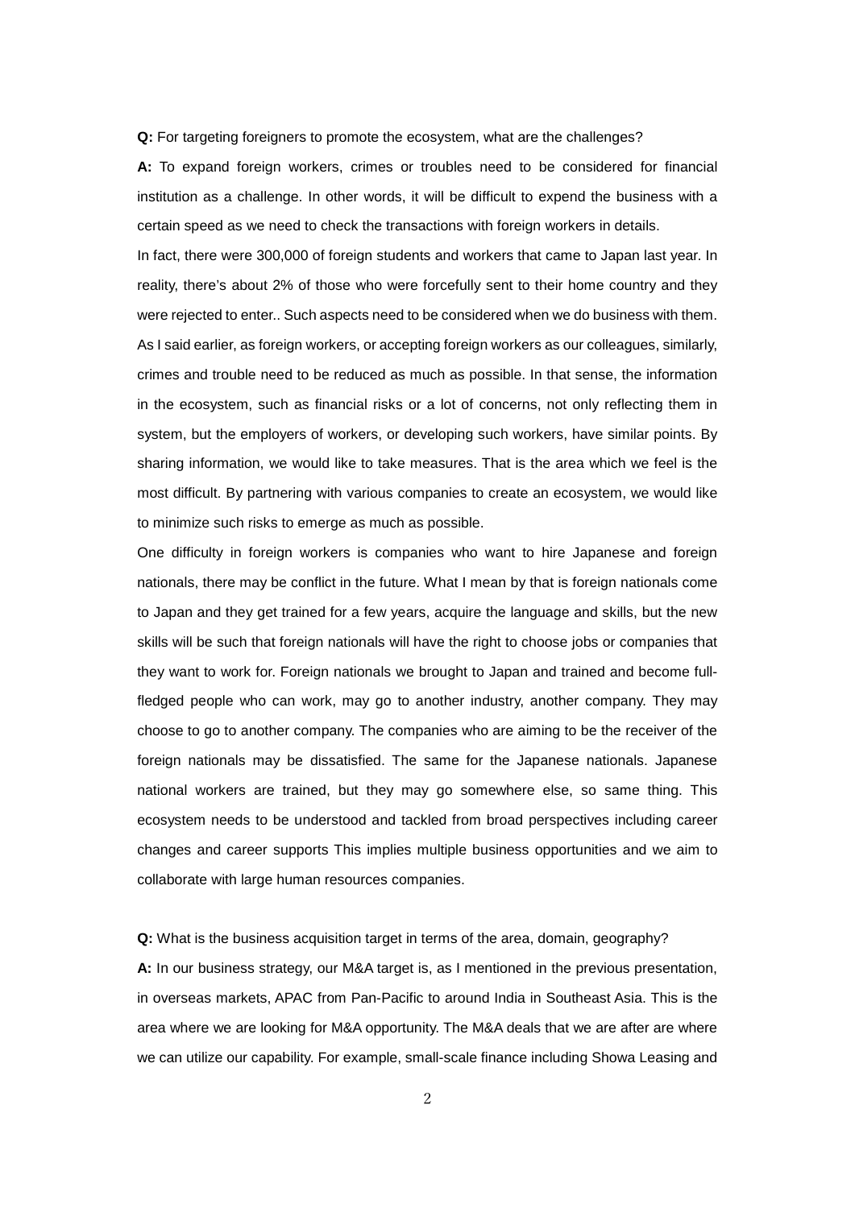**Q:** For targeting foreigners to promote the ecosystem, what are the challenges?

**A:** To expand foreign workers, crimes or troubles need to be considered for financial institution as a challenge. In other words, it will be difficult to expend the business with a certain speed as we need to check the transactions with foreign workers in details.

In fact, there were 300,000 of foreign students and workers that came to Japan last year. In reality, there's about 2% of those who were forcefully sent to their home country and they were rejected to enter.. Such aspects need to be considered when we do business with them. As I said earlier, as foreign workers, or accepting foreign workers as our colleagues, similarly, crimes and trouble need to be reduced as much as possible. In that sense, the information in the ecosystem, such as financial risks or a lot of concerns, not only reflecting them in system, but the employers of workers, or developing such workers, have similar points. By sharing information, we would like to take measures. That is the area which we feel is the most difficult. By partnering with various companies to create an ecosystem, we would like to minimize such risks to emerge as much as possible.

One difficulty in foreign workers is companies who want to hire Japanese and foreign nationals, there may be conflict in the future. What I mean by that is foreign nationals come to Japan and they get trained for a few years, acquire the language and skills, but the new skills will be such that foreign nationals will have the right to choose jobs or companies that they want to work for. Foreign nationals we brought to Japan and trained and become full-fledged people who can work, may go to another industry, another company. They may choose to go to another company. The companies who are aiming to be the receiver of the foreign nationals may be dissatisfied. The same for the Japanese nationals. Japanese national workers are trained, but they may go somewhere else, so same thing. This ecosystem needs to be understood and tackled from broad perspectives including career changes and career supports This implies multiple business opportunities and we aim to collaborate with large human resources companies.

**Q:** What is the business acquisition target in terms of the area, domain, geography?

**A:** In our business strategy, our M&A target is, as I mentioned in the previous presentation, in overseas markets, APAC from Pan-Pacific to around India in Southeast Asia. This is the area where we are looking for M&A opportunity. The M&A deals that we are after are where we can utilize our capability. For example, small-scale finance including Showa Leasing and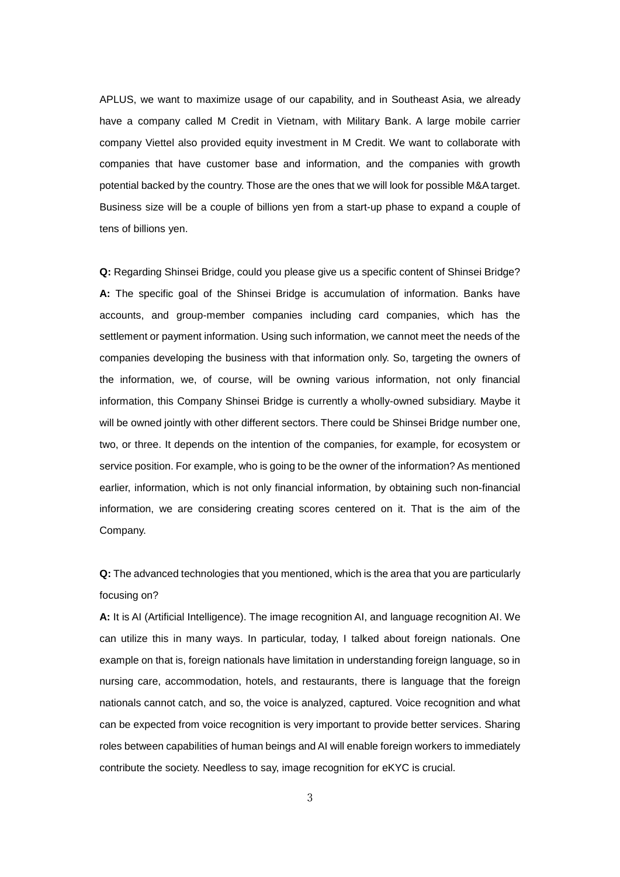APLUS, we want to maximize usage of our capability, and in Southeast Asia, we already have a company called M Credit in Vietnam, with Military Bank. A large mobile carrier company Viettel also provided equity investment in M Credit. We want to collaborate with companies that have customer base and information, and the companies with growth potential backed by the country. Those are the ones that we will look for possible M&A target. Business size will be a couple of billions yen from a start-up phase to expand a couple of tens of billions yen.

**Q:** Regarding Shinsei Bridge, could you please give us a specific content of Shinsei Bridge?
**A:** The specific goal of the Shinsei Bridge is accumulation of information. Banks have accounts, and group-member companies including card companies, which has the settlement or payment information. Using such information, we cannot meet the needs of the companies developing the business with that information only. So, targeting the owners of the information, we, of course, will be owning various information, not only financial information, this Company Shinsei Bridge is currently a wholly-owned subsidiary. Maybe it will be owned jointly with other different sectors. There could be Shinsei Bridge number one, two, or three. It depends on the intention of the companies, for example, for ecosystem or service position. For example, who is going to be the owner of the information? As mentioned earlier, information, which is not only financial information, by obtaining such non-financial information, we are considering creating scores centered on it. That is the aim of the Company.

**Q:** The advanced technologies that you mentioned, which is the area that you are particularly focusing on?
**A:** It is AI (Artificial Intelligence). The image recognition AI, and language recognition AI. We can utilize this in many ways. In particular, today, I talked about foreign nationals. One example on that is, foreign nationals have limitation in understanding foreign language, so in nursing care, accommodation, hotels, and restaurants, there is language that the foreign nationals cannot catch, and so, the voice is analyzed, captured. Voice recognition and what can be expected from voice recognition is very important to provide better services. Sharing roles between capabilities of human beings and AI will enable foreign workers to immediately contribute the society. Needless to say, image recognition for eKYC is crucial.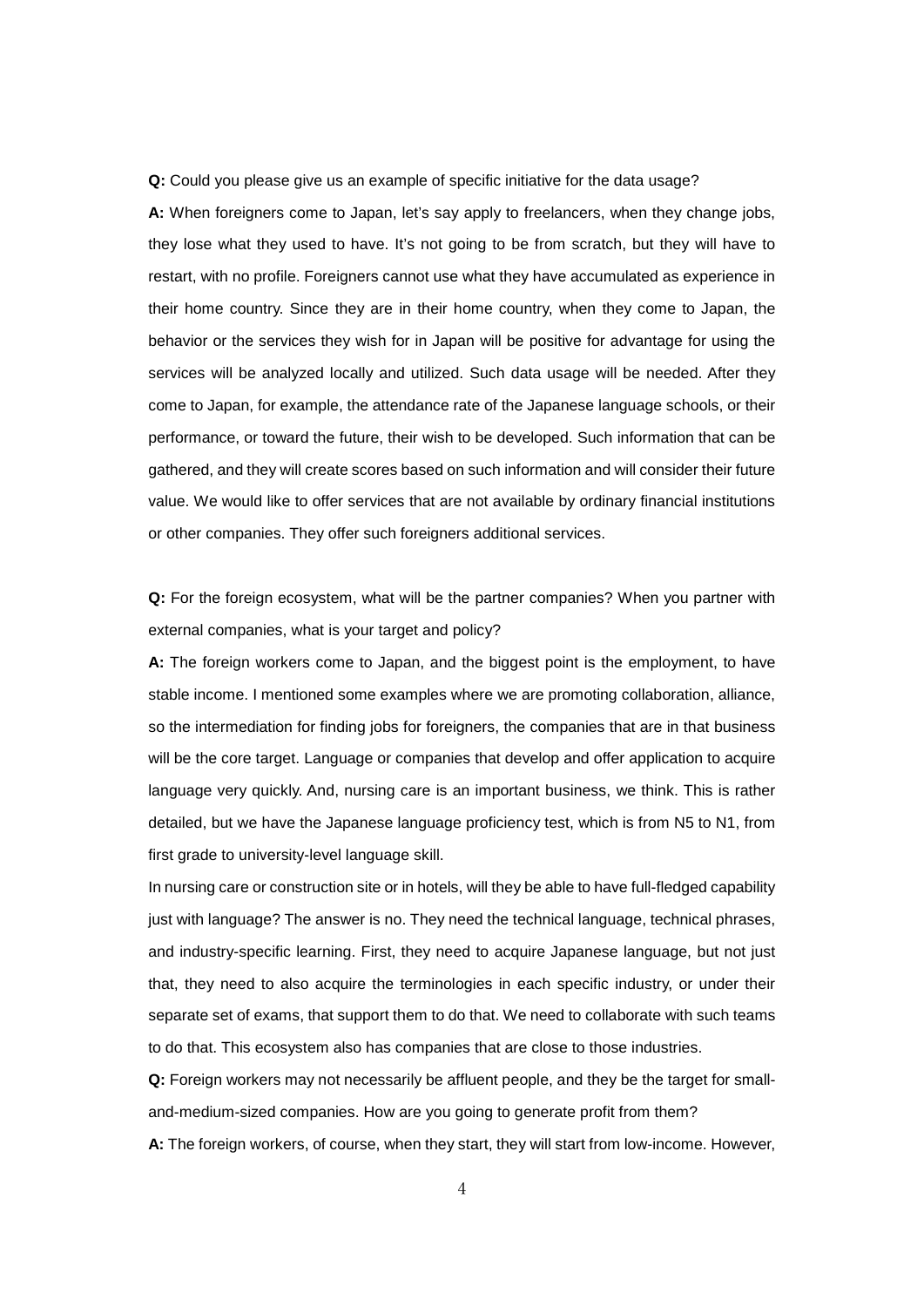**Q:** Could you please give us an example of specific initiative for the data usage?

**A:** When foreigners come to Japan, let's say apply to freelancers, when they change jobs, they lose what they used to have. It's not going to be from scratch, but they will have to restart, with no profile. Foreigners cannot use what they have accumulated as experience in their home country. Since they are in their home country, when they come to Japan, the behavior or the services they wish for in Japan will be positive for advantage for using the services will be analyzed locally and utilized. Such data usage will be needed. After they come to Japan, for example, the attendance rate of the Japanese language schools, or their performance, or toward the future, their wish to be developed. Such information that can be gathered, and they will create scores based on such information and will consider their future value. We would like to offer services that are not available by ordinary financial institutions or other companies. They offer such foreigners additional services.

**Q:** For the foreign ecosystem, what will be the partner companies? When you partner with external companies, what is your target and policy?

**A:** The foreign workers come to Japan, and the biggest point is the employment, to have stable income. I mentioned some examples where we are promoting collaboration, alliance, so the intermediation for finding jobs for foreigners, the companies that are in that business will be the core target. Language or companies that develop and offer application to acquire language very quickly. And, nursing care is an important business, we think. This is rather detailed, but we have the Japanese language proficiency test, which is from N5 to N1, from first grade to university-level language skill.

In nursing care or construction site or in hotels, will they be able to have full-fledged capability just with language? The answer is no. They need the technical language, technical phrases, and industry-specific learning. First, they need to acquire Japanese language, but not just that, they need to also acquire the terminologies in each specific industry, or under their separate set of exams, that support them to do that. We need to collaborate with such teams to do that. This ecosystem also has companies that are close to those industries.

**Q:** Foreign workers may not necessarily be affluent people, and they be the target for small-and-medium-sized companies. How are you going to generate profit from them?

**A:** The foreign workers, of course, when they start, they will start from low-income. However,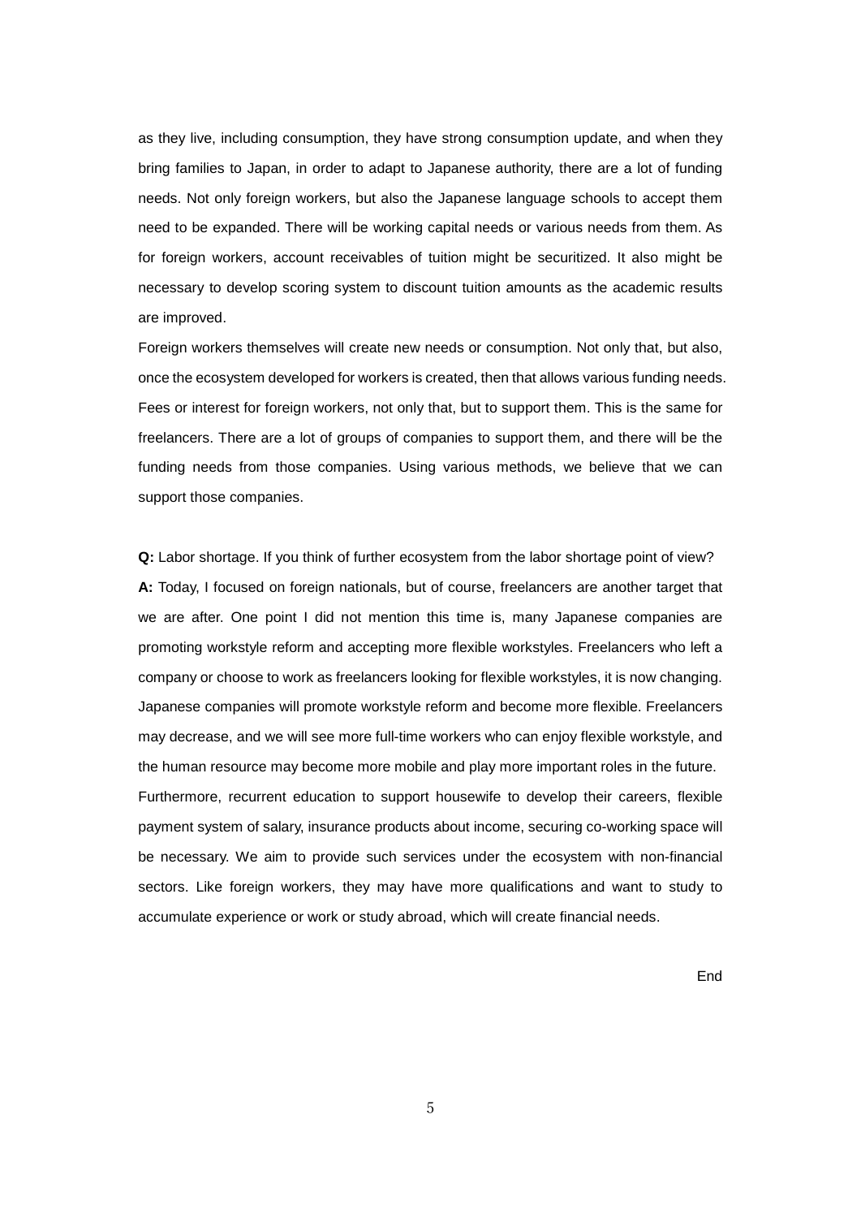as they live, including consumption, they have strong consumption update, and when they bring families to Japan, in order to adapt to Japanese authority, there are a lot of funding needs. Not only foreign workers, but also the Japanese language schools to accept them need to be expanded. There will be working capital needs or various needs from them. As for foreign workers, account receivables of tuition might be securitized. It also might be necessary to develop scoring system to discount tuition amounts as the academic results are improved.

Foreign workers themselves will create new needs or consumption. Not only that, but also, once the ecosystem developed for workers is created, then that allows various funding needs. Fees or interest for foreign workers, not only that, but to support them. This is the same for freelancers. There are a lot of groups of companies to support them, and there will be the funding needs from those companies. Using various methods, we believe that we can support those companies.

**Q:** Labor shortage. If you think of further ecosystem from the labor shortage point of view?

**A:** Today, I focused on foreign nationals, but of course, freelancers are another target that we are after. One point I did not mention this time is, many Japanese companies are promoting workstyle reform and accepting more flexible workstyles. Freelancers who left a company or choose to work as freelancers looking for flexible workstyles, it is now changing. Japanese companies will promote workstyle reform and become more flexible. Freelancers may decrease, and we will see more full-time workers who can enjoy flexible workstyle, and the human resource may become more mobile and play more important roles in the future.

Furthermore, recurrent education to support housewife to develop their careers, flexible payment system of salary, insurance products about income, securing co-working space will be necessary. We aim to provide such services under the ecosystem with non-financial sectors. Like foreign workers, they may have more qualifications and want to study to accumulate experience or work or study abroad, which will create financial needs.

End